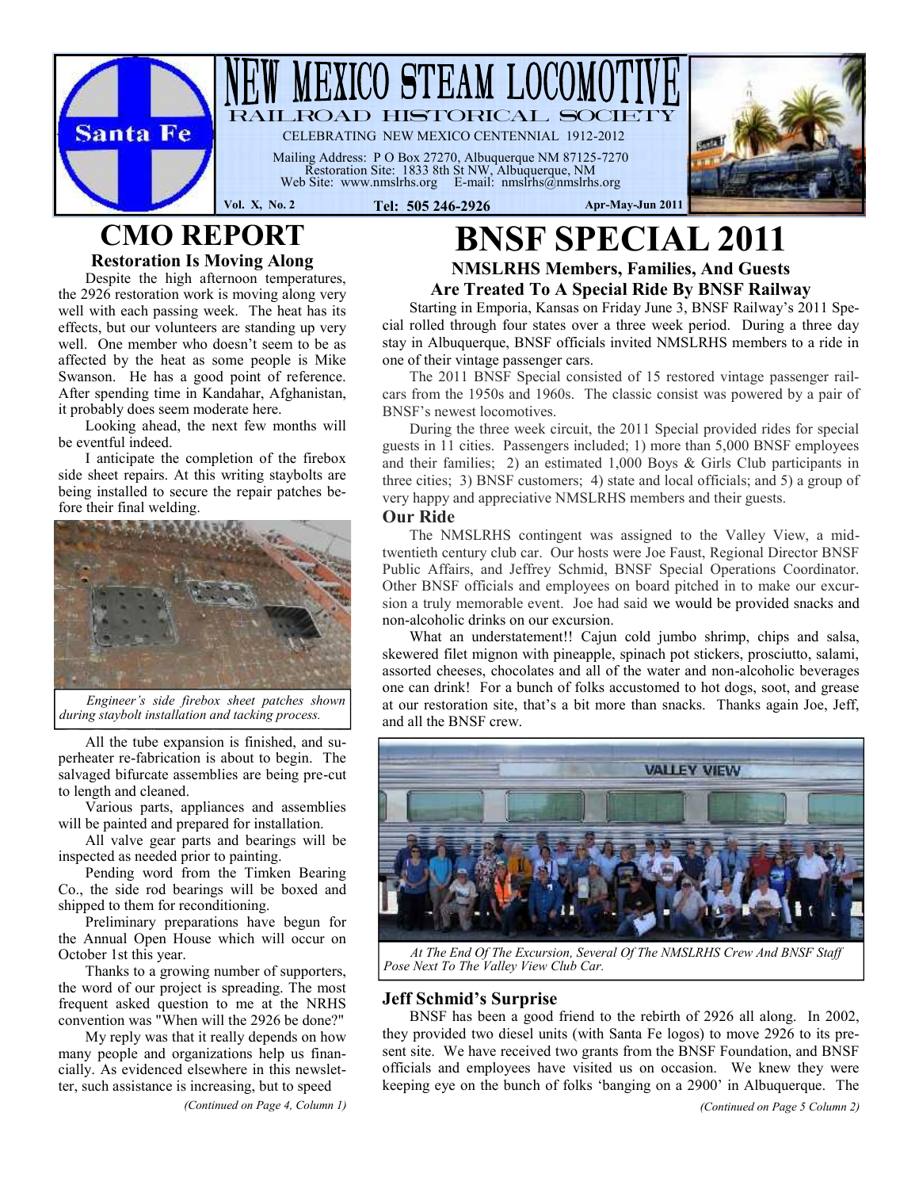# NEW MEXICO STEAM LOCOMOTIVE

RAILROAD HISTORICAL SOCIETY

CELEBRATING NEW MEXICO CENTENNIAL 1912-2012

Mailing Address: P O Box 27270, Albuquerque NM 87125-7270
Restoration Site: 1833 8th St NW, Albuquerque, NM
Web Site: www.nmslrhs.org E-mail: nmslrhs@nmslrhs.org

Vol. X, No. 2 Tel: 505 246-2926 Apr-May-Jun 2011

## CMO REPORT

### Restoration Is Moving Along

Despite the high afternoon temperatures, the 2926 restoration work is moving along very well with each passing week. The heat has its effects, but our volunteers are standing up very well. One member who doesn't seem to be as affected by the heat as some people is Mike Swanson. He has a good point of reference. After spending time in Kandahar, Afghanistan, it probably does seem moderate here.

Looking ahead, the next few months will be eventful indeed.

I anticipate the completion of the firebox side sheet repairs. At this writing staybolts are being installed to secure the repair patches before their final welding.

*Engineer's side firebox sheet patches shown during staybolt installation and tacking process.*

All the tube expansion is finished, and superheater re-fabrication is about to begin. The salvaged bifurcate assemblies are being pre-cut to length and cleaned.

Various parts, appliances and assemblies will be painted and prepared for installation.

All valve gear parts and bearings will be inspected as needed prior to painting.

Pending word from the Timken Bearing Co., the side rod bearings will be boxed and shipped to them for reconditioning.

Preliminary preparations have begun for the Annual Open House which will occur on October 1st this year.

Thanks to a growing number of supporters, the word of our project is spreading. The most frequent asked question to me at the NRHS convention was "When will the 2926 be done?"

My reply was that it really depends on how many people and organizations help us financially. As evidenced elsewhere in this newsletter, such assistance is increasing, but to speed

*(Continued on Page 4, Column 1)*

## BNSF SPECIAL 2011

### NMSLRHS Members, Families, And Guests Are Treated To A Special Ride By BNSF Railway

Starting in Emporia, Kansas on Friday June 3, BNSF Railway's 2011 Special rolled through four states over a three week period. During a three day stay in Albuquerque, BNSF officials invited NMSLRHS members to a ride in one of their vintage passenger cars.

The 2011 BNSF Special consisted of 15 restored vintage passenger railcars from the 1950s and 1960s. The classic consist was powered by a pair of BNSF's newest locomotives.

During the three week circuit, the 2011 Special provided rides for special guests in 11 cities. Passengers included; 1) more than 5,000 BNSF employees and their families; 2) an estimated 1,000 Boys & Girls Club participants in three cities; 3) BNSF customers; 4) state and local officials; and 5) a group of very happy and appreciative NMSLRHS members and their guests.

### Our Ride

The NMSLRHS contingent was assigned to the Valley View, a mid-twentieth century club car. Our hosts were Joe Faust, Regional Director BNSF Public Affairs, and Jeffrey Schmid, BNSF Special Operations Coordinator. Other BNSF officials and employees on board pitched in to make our excursion a truly memorable event. Joe had said we would be provided snacks and non-alcoholic drinks on our excursion.

What an understatement!! Cajun cold jumbo shrimp, chips and salsa, skewered filet mignon with pineapple, spinach pot stickers, prosciutto, salami, assorted cheeses, chocolates and all of the water and non-alcoholic beverages one can drink! For a bunch of folks accustomed to hot dogs, soot, and grease at our restoration site, that's a bit more than snacks. Thanks again Joe, Jeff, and all the BNSF crew.

*At The End Of The Excursion, Several Of The NMSLRHS Crew And BNSF Staff Pose Next To The Valley View Club Car.*

### Jeff Schmid's Surprise

BNSF has been a good friend to the rebirth of 2926 all along. In 2002, they provided two diesel units (with Santa Fe logos) to move 2926 to its present site. We have received two grants from the BNSF Foundation, and BNSF officials and employees have visited us on occasion. We knew they were keeping eye on the bunch of folks 'banging on a 2900' in Albuquerque. The

*(Continued on Page 5 Column 2)*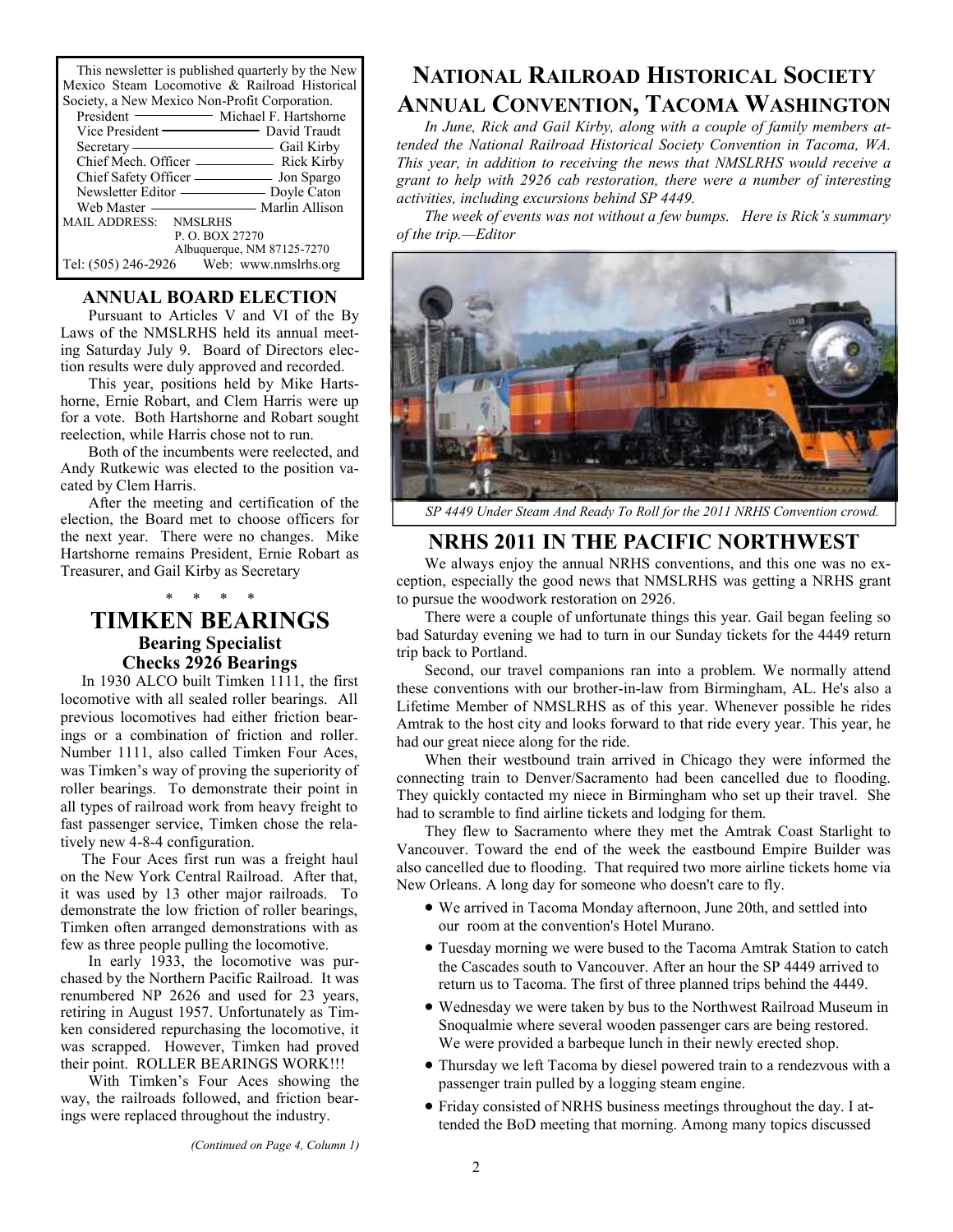This newsletter is published quarterly by the New Mexico Steam Locomotive & Railroad Historical Society, a New Mexico Non-Profit Corporation.

| | |
|---|---|
| President | Michael F. Hartshorne |
| Vice President | David Traudt |
| Secretary | Gail Kirby |
| Chief Mech. Officer | Rick Kirby |
| Chief Safety Officer | Jon Spargo |
| Newsletter Editor | Doyle Caton |
| Web Master | Marlin Allison |

MAIL ADDRESS: NMSLRHS
P. O. BOX 27270
Albuquerque, NM 87125-7270

Tel: (505) 246-2926 Web: www.nmslrhs.org

## ANNUAL BOARD ELECTION

Pursuant to Articles V and VI of the By Laws of the NMSLRHS held its annual meeting Saturday July 9. Board of Directors election results were duly approved and recorded.

This year, positions held by Mike Hartshorne, Ernie Robart, and Clem Harris were up for a vote. Both Hartshorne and Robart sought reelection, while Harris chose not to run.

Both of the incumbents were reelected, and Andy Rutkewic was elected to the position vacated by Clem Harris.

After the meeting and certification of the election, the Board met to choose officers for the next year. There were no changes. Mike Hartshorne remains President, Ernie Robart as Treasurer, and Gail Kirby as Secretary

\* \* \* \*

## TIMKEN BEARINGS

### Bearing Specialist Checks 2926 Bearings

In 1930 ALCO built Timken 1111, the first locomotive with all sealed roller bearings. All previous locomotives had either friction bearings or a combination of friction and roller. Number 1111, also called Timken Four Aces, was Timken's way of proving the superiority of roller bearings. To demonstrate their point in all types of railroad work from heavy freight to fast passenger service, Timken chose the relatively new 4-8-4 configuration.

The Four Aces first run was a freight haul on the New York Central Railroad. After that, it was used by 13 other major railroads. To demonstrate the low friction of roller bearings, Timken often arranged demonstrations with as few as three people pulling the locomotive.

In early 1933, the locomotive was purchased by the Northern Pacific Railroad. It was renumbered NP 2626 and used for 23 years, retiring in August 1957. Unfortunately as Timken considered repurchasing the locomotive, it was scrapped. However, Timken had proved their point. ROLLER BEARINGS WORK!!!

With Timken's Four Aces showing the way, the railroads followed, and friction bearings were replaced throughout the industry.

*(Continued on Page 4, Column 1)*

## NATIONAL RAILROAD HISTORICAL SOCIETY ANNUAL CONVENTION, TACOMA WASHINGTON

*In June, Rick and Gail Kirby, along with a couple of family members attended the National Railroad Historical Society Convention in Tacoma, WA. This year, in addition to receiving the news that NMSLRHS would receive a grant to help with 2926 cab restoration, there were a number of interesting activities, including excursions behind SP 4449.*

*The week of events was not without a few bumps. Here is Rick's summary of the trip.—Editor*

*SP 4449 Under Steam And Ready To Roll for the 2011 NRHS Convention crowd.*

## NRHS 2011 IN THE PACIFIC NORTHWEST

We always enjoy the annual NRHS conventions, and this one was no exception, especially the good news that NMSLRHS was getting a NRHS grant to pursue the woodwork restoration on 2926.

There were a couple of unfortunate things this year. Gail began feeling so bad Saturday evening we had to turn in our Sunday tickets for the 4449 return trip back to Portland.

Second, our travel companions ran into a problem. We normally attend these conventions with our brother-in-law from Birmingham, AL. He's also a Lifetime Member of NMSLRHS as of this year. Whenever possible he rides Amtrak to the host city and looks forward to that ride every year. This year, he had our great niece along for the ride.

When their westbound train arrived in Chicago they were informed the connecting train to Denver/Sacramento had been cancelled due to flooding. They quickly contacted my niece in Birmingham who set up their travel. She had to scramble to find airline tickets and lodging for them.

They flew to Sacramento where they met the Amtrak Coast Starlight to Vancouver. Toward the end of the week the eastbound Empire Builder was also cancelled due to flooding. That required two more airline tickets home via New Orleans. A long day for someone who doesn't care to fly.

- We arrived in Tacoma Monday afternoon, June 20th, and settled into our room at the convention's Hotel Murano.
- Tuesday morning we were bused to the Tacoma Amtrak Station to catch the Cascades south to Vancouver. After an hour the SP 4449 arrived to return us to Tacoma. The first of three planned trips behind the 4449.
- Wednesday we were taken by bus to the Northwest Railroad Museum in Snoqualmie where several wooden passenger cars are being restored. We were provided a barbeque lunch in their newly erected shop.
- Thursday we left Tacoma by diesel powered train to a rendezvous with a passenger train pulled by a logging steam engine.
- Friday consisted of NRHS business meetings throughout the day. I attended the BoD meeting that morning. Among many topics discussed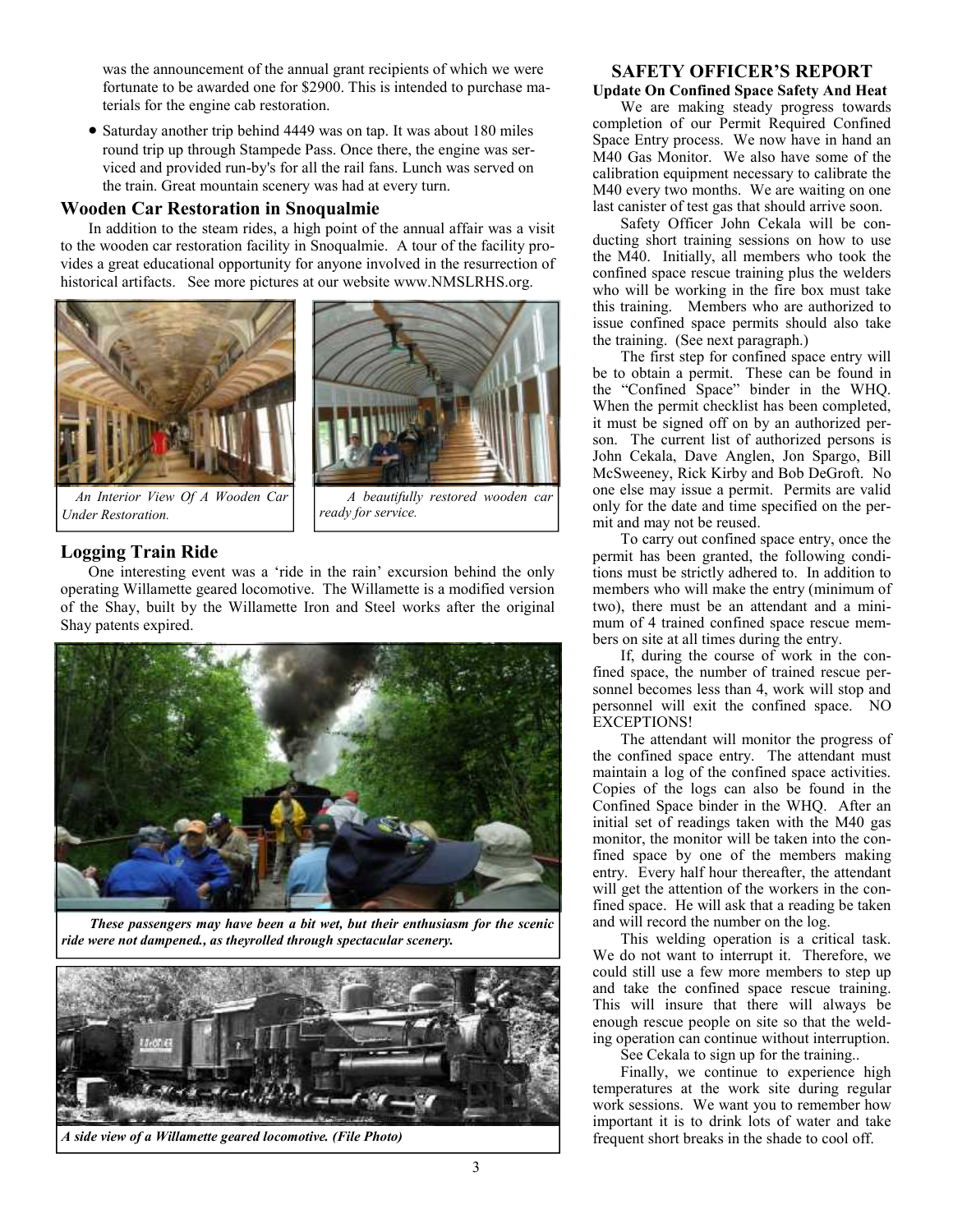was the announcement of the annual grant recipients of which we were fortunate to be awarded one for $2900. This is intended to purchase materials for the engine cab restoration.

- Saturday another trip behind 4449 was on tap. It was about 180 miles round trip up through Stampede Pass. Once there, the engine was serviced and provided run-by's for all the rail fans. Lunch was served on the train. Great mountain scenery was had at every turn.

### Wooden Car Restoration in Snoqualmie

In addition to the steam rides, a high point of the annual affair was a visit to the wooden car restoration facility in Snoqualmie. A tour of the facility provides a great educational opportunity for anyone involved in the resurrection of historical artifacts. See more pictures at our website www.NMSLRHS.org.

*An Interior View Of A Wooden Car Under Restoration.*

*A beautifully restored wooden car ready for service.*

### Logging Train Ride

One interesting event was a 'ride in the rain' excursion behind the only operating Willamette geared locomotive. The Willamette is a modified version of the Shay, built by the Willamette Iron and Steel works after the original Shay patents expired.

***These passengers may have been a bit wet, but their enthusiasm for the scenic ride were not dampened., as theyrolled through spectacular scenery.***

***A side view of a Willamette geared locomotive. (File Photo)***

## SAFETY OFFICER'S REPORT

**Update On Confined Space Safety And Heat**

We are making steady progress towards completion of our Permit Required Confined Space Entry process. We now have in hand an M40 Gas Monitor. We also have some of the calibration equipment necessary to calibrate the M40 every two months. We are waiting on one last canister of test gas that should arrive soon.

Safety Officer John Cekala will be conducting short training sessions on how to use the M40. Initially, all members who took the confined space rescue training plus the welders who will be working in the fire box must take this training. Members who are authorized to issue confined space permits should also take the training. (See next paragraph.)

The first step for confined space entry will be to obtain a permit. These can be found in the "Confined Space" binder in the WHQ. When the permit checklist has been completed, it must be signed off on by an authorized person. The current list of authorized persons is John Cekala, Dave Anglen, Jon Spargo, Bill McSweeney, Rick Kirby and Bob DeGroft. No one else may issue a permit. Permits are valid only for the date and time specified on the permit and may not be reused.

To carry out confined space entry, once the permit has been granted, the following conditions must be strictly adhered to. In addition to members who will make the entry (minimum of two), there must be an attendant and a minimum of 4 trained confined space rescue members on site at all times during the entry.

If, during the course of work in the confined space, the number of trained rescue personnel becomes less than 4, work will stop and personnel will exit the confined space. NO EXCEPTIONS!

The attendant will monitor the progress of the confined space entry. The attendant must maintain a log of the confined space activities. Copies of the logs can also be found in the Confined Space binder in the WHQ. After an initial set of readings taken with the M40 gas monitor, the monitor will be taken into the confined space by one of the members making entry. Every half hour thereafter, the attendant will get the attention of the workers in the confined space. He will ask that a reading be taken and will record the number on the log.

This welding operation is a critical task. We do not want to interrupt it. Therefore, we could still use a few more members to step up and take the confined space rescue training. This will insure that there will always be enough rescue people on site so that the welding operation can continue without interruption.

See Cekala to sign up for the training..

Finally, we continue to experience high temperatures at the work site during regular work sessions. We want you to remember how important it is to drink lots of water and take frequent short breaks in the shade to cool off.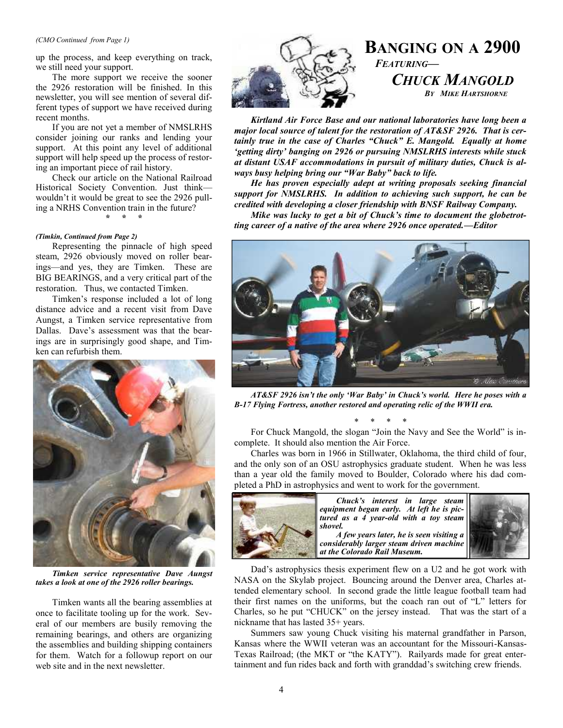*(CMO Continued from Page 1)*

up the process, and keep everything on track, we still need your support.

The more support we receive the sooner the 2926 restoration will be finished. In this newsletter, you will see mention of several different types of support we have received during recent months.

If you are not yet a member of NMSLRHS consider joining our ranks and lending your support. At this point any level of additional support will help speed up the process of restoring an important piece of rail history.

Check our article on the National Railroad Historical Society Convention. Just think—wouldn't it would be great to see the 2926 pulling a NRHS Convention train in the future?

\* \* \*

***(Timkin, Continued from Page 2)***

Representing the pinnacle of high speed steam, 2926 obviously moved on roller bearings—and yes, they are Timken. These are BIG BEARINGS, and a very critical part of the restoration. Thus, we contacted Timken.

Timken's response included a lot of long distance advice and a recent visit from Dave Aungst, a Timken service representative from Dallas. Dave's assessment was that the bearings are in surprisingly good shape, and Timken can refurbish them.

***Timken service representative Dave Aungst takes a look at one of the 2926 roller bearings.***

Timken wants all the bearing assemblies at once to facilitate tooling up for the work. Several of our members are busily removing the remaining bearings, and others are organizing the assemblies and building shipping containers for them. Watch for a followup report on our web site and in the next newsletter.

# BANGING ON A 2900

***FEATURING—***

## *CHUCK MANGOLD*

***BY MIKE HARTSHORNE***

***Kirtland Air Force Base and our national laboratories have long been a major local source of talent for the restoration of AT&SF 2926. That is certainly true in the case of Charles "Chuck" E. Mangold. Equally at home 'getting dirty' banging on 2926 or pursuing NMSLRHS interests while stuck at distant USAF accommodations in pursuit of military duties, Chuck is always busy helping bring our "War Baby" back to life.***

***He has proven especially adept at writing proposals seeking financial support for NMSLRHS. In addition to achieving such support, he can be credited with developing a closer friendship with BNSF Railway Company.***

***Mike was lucky to get a bit of Chuck's time to document the globetrotting career of a native of the area where 2926 once operated.—Editor***

***AT&SF 2926 isn't the only 'War Baby' in Chuck's world. Here he poses with a B-17 Flying Fortress, another restored and operating relic of the WWII era.***

\* \* \* \*

For Chuck Mangold, the slogan "Join the Navy and See the World" is incomplete. It should also mention the Air Force.

Charles was born in 1966 in Stillwater, Oklahoma, the third child of four, and the only son of an OSU astrophysics graduate student. When he was less than a year old the family moved to Boulder, Colorado where his dad completed a PhD in astrophysics and went to work for the government.

***Chuck's interest in large steam equipment began early. At left he is pictured as a 4 year-old with a toy steam shovel.***

***A few years later, he is seen visiting a considerably larger steam driven machine at the Colorado Rail Museum.***

Dad's astrophysics thesis experiment flew on a U2 and he got work with NASA on the Skylab project. Bouncing around the Denver area, Charles attended elementary school. In second grade the little league football team had their first names on the uniforms, but the coach ran out of "L" letters for Charles, so he put "CHUCK" on the jersey instead. That was the start of a nickname that has lasted 35+ years.

Summers saw young Chuck visiting his maternal grandfather in Parson, Kansas where the WWII veteran was an accountant for the Missouri-Kansas-Texas Railroad; (the MKT or "the KATY"). Railyards made for great entertainment and fun rides back and forth with granddad's switching crew friends.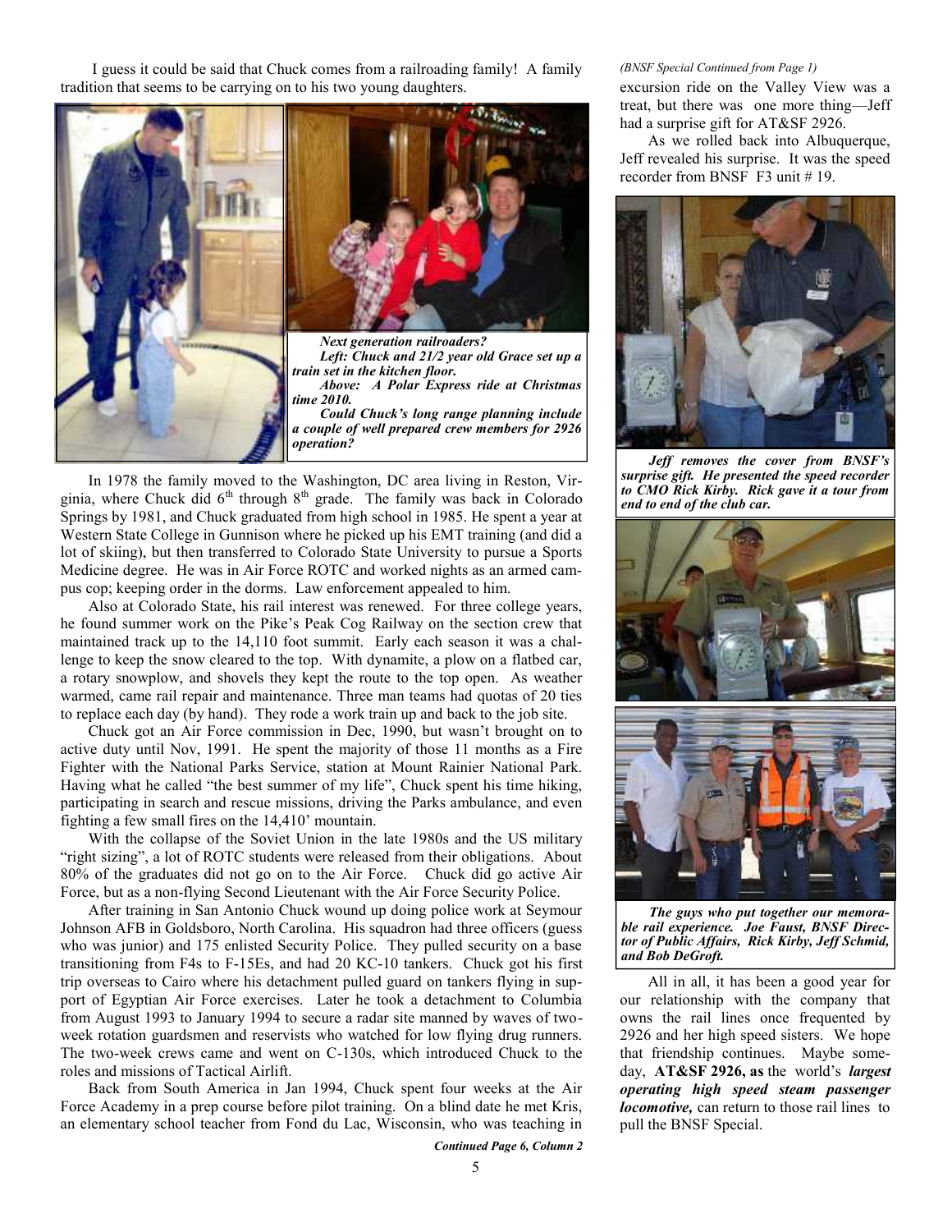I guess it could be said that Chuck comes from a railroading family! A family tradition that seems to be carrying on to his two young daughters.

***Next generation railroaders?***

***Left: Chuck and 21/2 year old Grace set up a train set in the kitchen floor.***

***Above: A Polar Express ride at Christmas time 2010.***

***Could Chuck's long range planning include a couple of well prepared crew members for 2926 operation?***

In 1978 the family moved to the Washington, DC area living in Reston, Virginia, where Chuck did 6th through 8th grade. The family was back in Colorado Springs by 1981, and Chuck graduated from high school in 1985. He spent a year at Western State College in Gunnison where he picked up his EMT training (and did a lot of skiing), but then transferred to Colorado State University to pursue a Sports Medicine degree. He was in Air Force ROTC and worked nights as an armed campus cop; keeping order in the dorms. Law enforcement appealed to him.

Also at Colorado State, his rail interest was renewed. For three college years, he found summer work on the Pike's Peak Cog Railway on the section crew that maintained track up to the 14,110 foot summit. Early each season it was a challenge to keep the snow cleared to the top. With dynamite, a plow on a flatbed car, a rotary snowplow, and shovels they kept the route to the top open. As weather warmed, came rail repair and maintenance. Three man teams had quotas of 20 ties to replace each day (by hand). They rode a work train up and back to the job site.

Chuck got an Air Force commission in Dec, 1990, but wasn't brought on to active duty until Nov, 1991. He spent the majority of those 11 months as a Fire Fighter with the National Parks Service, station at Mount Rainier National Park. Having what he called "the best summer of my life", Chuck spent his time hiking, participating in search and rescue missions, driving the Parks ambulance, and even fighting a few small fires on the 14,410' mountain.

With the collapse of the Soviet Union in the late 1980s and the US military "right sizing", a lot of ROTC students were released from their obligations. About 80% of the graduates did not go on to the Air Force. Chuck did go active Air Force, but as a non-flying Second Lieutenant with the Air Force Security Police.

After training in San Antonio Chuck wound up doing police work at Seymour Johnson AFB in Goldsboro, North Carolina. His squadron had three officers (guess who was junior) and 175 enlisted Security Police. They pulled security on a base transitioning from F4s to F-15Es, and had 20 KC-10 tankers. Chuck got his first trip overseas to Cairo where his detachment pulled guard on tankers flying in support of Egyptian Air Force exercises. Later he took a detachment to Columbia from August 1993 to January 1994 to secure a radar site manned by waves of two-week rotation guardsmen and reservists who watched for low flying drug runners. The two-week crews came and went on C-130s, which introduced Chuck to the roles and missions of Tactical Airlift.

Back from South America in Jan 1994, Chuck spent four weeks at the Air Force Academy in a prep course before pilot training. On a blind date he met Kris, an elementary school teacher from Fond du Lac, Wisconsin, who was teaching in

***Continued Page 6, Column 2***

*(BNSF Special Continued from Page 1)*

excursion ride on the Valley View was a treat, but there was one more thing—Jeff had a surprise gift for AT&SF 2926.

As we rolled back into Albuquerque, Jeff revealed his surprise. It was the speed recorder from BNSF F3 unit # 19.

***Jeff removes the cover from BNSF's surprise gift. He presented the speed recorder to CMO Rick Kirby. Rick gave it a tour from end to end of the club car.***

***The guys who put together our memorable rail experience. Joe Faust, BNSF Director of Public Affairs, Rick Kirby, Jeff Schmid, and Bob DeGroft.***

All in all, it has been a good year for our relationship with the company that owns the rail lines once frequented by 2926 and her high speed sisters. We hope that friendship continues. Maybe someday, **AT&SF 2926, as** the world's ***largest operating high speed steam passenger locomotive,*** can return to those rail lines to pull the BNSF Special.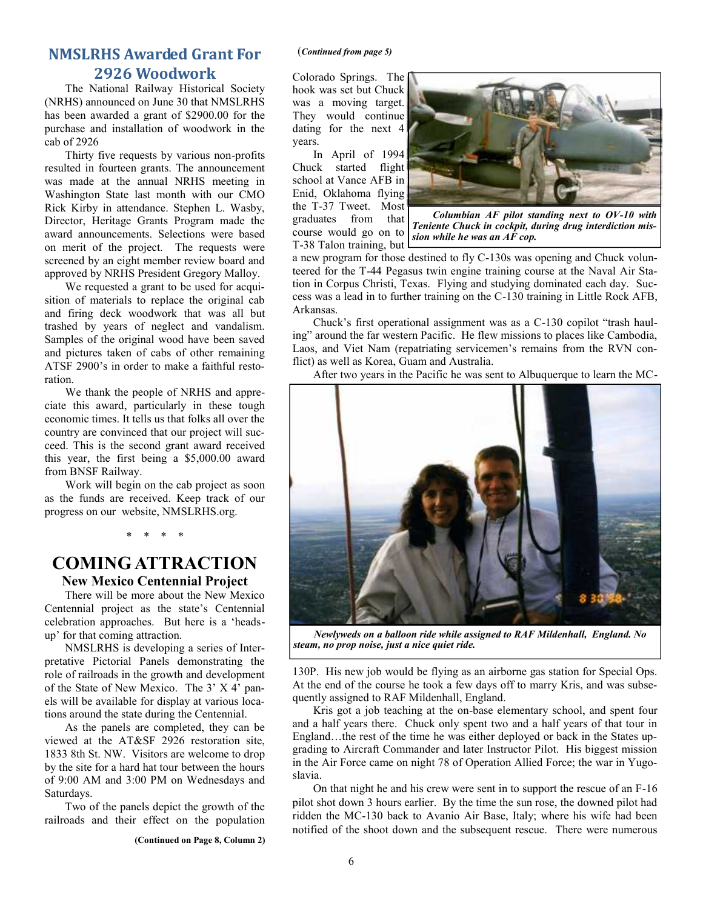## NMSLRHS Awarded Grant For 2926 Woodwork

The National Railway Historical Society (NRHS) announced on June 30 that NMSLRHS has been awarded a grant of $2900.00 for the purchase and installation of woodwork in the cab of 2926

Thirty five requests by various non-profits resulted in fourteen grants. The announcement was made at the annual NRHS meeting in Washington State last month with our CMO Rick Kirby in attendance. Stephen L. Wasby, Director, Heritage Grants Program made the award announcements. Selections were based on merit of the project. The requests were screened by an eight member review board and approved by NRHS President Gregory Malloy.

We requested a grant to be used for acquisition of materials to replace the original cab and firing deck woodwork that was all but trashed by years of neglect and vandalism. Samples of the original wood have been saved and pictures taken of cabs of other remaining ATSF 2900's in order to make a faithful restoration.

We thank the people of NRHS and appreciate this award, particularly in these tough economic times. It tells us that folks all over the country are convinced that our project will succeed. This is the second grant award received this year, the first being a $5,000.00 award from BNSF Railway.

Work will begin on the cab project as soon as the funds are received. Keep track of our progress on our website, NMSLRHS.org.

\* \* \* \*

# COMING ATTRACTION

### New Mexico Centennial Project

There will be more about the New Mexico Centennial project as the state's Centennial celebration approaches. But here is a 'heads-up' for that coming attraction.

NMSLRHS is developing a series of Interpretative Pictorial Panels demonstrating the role of railroads in the growth and development of the State of New Mexico. The 3' X 4' panels will be available for display at various locations around the state during the Centennial.

As the panels are completed, they can be viewed at the AT&SF 2926 restoration site, 1833 8th St. NW. Visitors are welcome to drop by the site for a hard hat tour between the hours of 9:00 AM and 3:00 PM on Wednesdays and Saturdays.

Two of the panels depict the growth of the railroads and their effect on the population

**(Continued on Page 8, Column 2)**

(*Continued from page 5*)

Colorado Springs. The hook was set but Chuck was a moving target. They would continue dating for the next 4 years.

In April of 1994 Chuck started flight school at Vance AFB in Enid, Oklahoma flying the T-37 Tweet. Most graduates from that course would go on to T-38 Talon training, but a new program for those destined to fly C-130s was opening and Chuck volunteered for the T-44 Pegasus twin engine training course at the Naval Air Station in Corpus Christi, Texas. Flying and studying dominated each day. Success was a lead in to further training on the C-130 training in Little Rock AFB, Arkansas.

***Columbian AF pilot standing next to OV-10 with Teniente Chuck in cockpit, during drug interdiction mission while he was an AF cop.***

Chuck's first operational assignment was as a C-130 copilot "trash hauling" around the far western Pacific. He flew missions to places like Cambodia, Laos, and Viet Nam (repatriating servicemen's remains from the RVN conflict) as well as Korea, Guam and Australia.

After two years in the Pacific he was sent to Albuquerque to learn the MC-130P. His new job would be flying as an airborne gas station for Special Ops. At the end of the course he took a few days off to marry Kris, and was subsequently assigned to RAF Mildenhall, England.

***Newlyweds on a balloon ride while assigned to RAF Mildenhall, England. No steam, no prop noise, just a nice quiet ride.***

Kris got a job teaching at the on-base elementary school, and spent four and a half years there. Chuck only spent two and a half years of that tour in England…the rest of the time he was either deployed or back in the States upgrading to Aircraft Commander and later Instructor Pilot. His biggest mission in the Air Force came on night 78 of Operation Allied Force; the war in Yugoslavia.

On that night he and his crew were sent in to support the rescue of an F-16 pilot shot down 3 hours earlier. By the time the sun rose, the downed pilot had ridden the MC-130 back to Avanio Air Base, Italy; where his wife had been notified of the shoot down and the subsequent rescue. There were numerous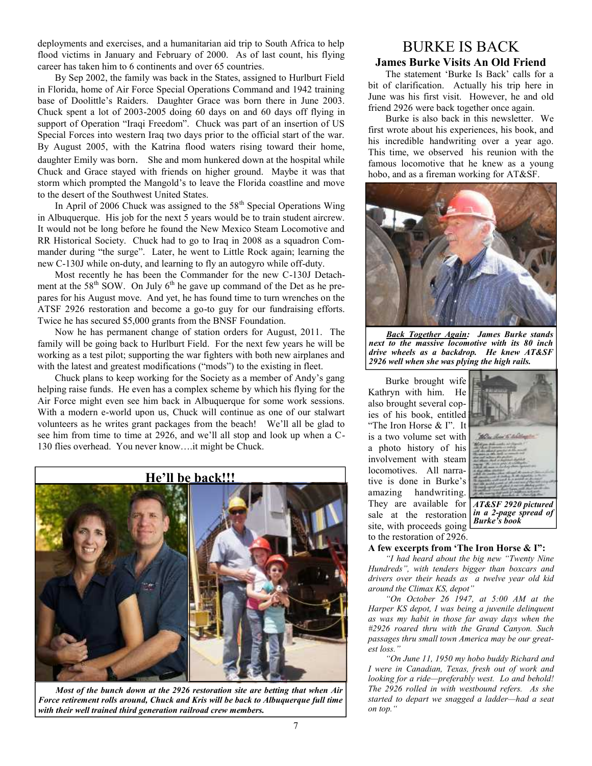deployments and exercises, and a humanitarian aid trip to South Africa to help flood victims in January and February of 2000. As of last count, his flying career has taken him to 6 continents and over 65 countries.

By Sep 2002, the family was back in the States, assigned to Hurlburt Field in Florida, home of Air Force Special Operations Command and 1942 training base of Doolittle's Raiders. Daughter Grace was born there in June 2003. Chuck spent a lot of 2003-2005 doing 60 days on and 60 days off flying in support of Operation "Iraqi Freedom". Chuck was part of an insertion of US Special Forces into western Iraq two days prior to the official start of the war. By August 2005, with the Katrina flood waters rising toward their home, daughter Emily was born. She and mom hunkered down at the hospital while Chuck and Grace stayed with friends on higher ground. Maybe it was that storm which prompted the Mangold's to leave the Florida coastline and move to the desert of the Southwest United States.

In April of 2006 Chuck was assigned to the 58th Special Operations Wing in Albuquerque. His job for the next 5 years would be to train student aircrew. It would not be long before he found the New Mexico Steam Locomotive and RR Historical Society. Chuck had to go to Iraq in 2008 as a squadron Commander during "the surge". Later, he went to Little Rock again; learning the new C-130J while on-duty, and learning to fly an autogyro while off-duty.

Most recently he has been the Commander for the new C-130J Detachment at the 58th SOW. On July 6th he gave up command of the Det as he prepares for his August move. And yet, he has found time to turn wrenches on the ATSF 2926 restoration and become a go-to guy for our fundraising efforts. Twice he has secured $5,000 grants from the BNSF Foundation.

Now he has permanent change of station orders for August, 2011. The family will be going back to Hurlburt Field. For the next few years he will be working as a test pilot; supporting the war fighters with both new airplanes and with the latest and greatest modifications ("mods") to the existing in fleet.

Chuck plans to keep working for the Society as a member of Andy's gang helping raise funds. He even has a complex scheme by which his flying for the Air Force might even see him back in Albuquerque for some work sessions. With a modern e-world upon us, Chuck will continue as one of our stalwart volunteers as he writes grant packages from the beach! We'll all be glad to see him from time to time at 2926, and we'll all stop and look up when a C-130 flies overhead. You never know….it might be Chuck.

**He'll be back!!!**

***Most of the bunch down at the 2926 restoration site are betting that when Air Force retirement rolls around, Chuck and Kris will be back to Albuquerque full time with their well trained third generation railroad crew members.***

# BURKE IS BACK

### James Burke Visits An Old Friend

The statement 'Burke Is Back' calls for a bit of clarification. Actually his trip here in June was his first visit. However, he and old friend 2926 were back together once again.

Burke is also back in this newsletter. We first wrote about his experiences, his book, and his incredible handwriting over a year ago. This time, we observed his reunion with the famous locomotive that he knew as a young hobo, and as a fireman working for AT&SF.

***Back Together Again:** James Burke stands next to the massive locomotive with its 80 inch drive wheels as a backdrop. He knew AT&SF 2926 well when she was plying the high rails.*

Burke brought wife Kathryn with him. He also brought several copies of his book, entitled "The Iron Horse & I". It is a two volume set with a photo history of his involvement with steam locomotives. All narrative is done in Burke's amazing handwriting. They are available for sale at the restoration site, with proceeds going to the restoration of 2926.

***AT&SF 2920 pictured in a 2-page spread of Burke's book***

**A few excerpts from 'The Iron Horse & I":**

*"I had heard about the big new "Twenty Nine Hundreds", with tenders bigger than boxcars and drivers over their heads as a twelve year old kid around the Climax KS, depot"*

*"On October 26 1947, at 5:00 AM at the Harper KS depot, I was being a juvenile delinquent as was my habit in those far away days when the #2926 roared thru with the Grand Canyon. Such passages thru small town America may be our greatest loss."*

*"On June 11, 1950 my hobo buddy Richard and I were in Canadian, Texas, fresh out of work and looking for a ride—preferably west. Lo and behold! The 2926 rolled in with westbound refers. As she started to depart we snagged a ladder—had a seat on top."*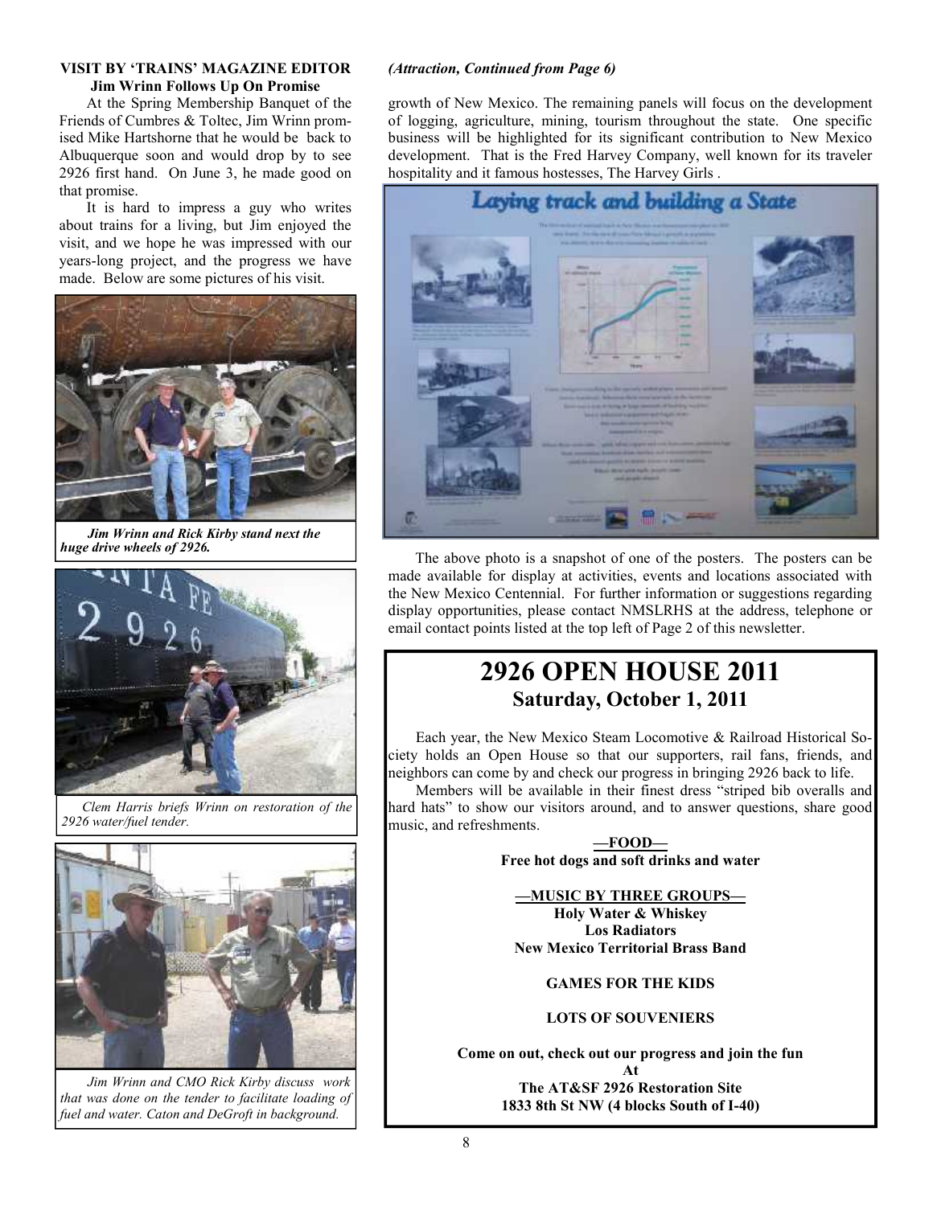**VISIT BY 'TRAINS' MAGAZINE EDITOR Jim Wrinn Follows Up On Promise**

At the Spring Membership Banquet of the Friends of Cumbres & Toltec, Jim Wrinn promised Mike Hartshorne that he would be back to Albuquerque soon and would drop by to see 2926 first hand. On June 3, he made good on that promise.

It is hard to impress a guy who writes about trains for a living, but Jim enjoyed the visit, and we hope he was impressed with our years-long project, and the progress we have made. Below are some pictures of his visit.

*Jim Wrinn and Rick Kirby stand next the huge drive wheels of 2926.*

*Clem Harris briefs Wrinn on restoration of the 2926 water/fuel tender.*

*Jim Wrinn and CMO Rick Kirby discuss work that was done on the tender to facilitate loading of fuel and water. Caton and DeGroft in background.*

***(Attraction, Continued from Page 6)***

growth of New Mexico. The remaining panels will focus on the development of logging, agriculture, mining, tourism throughout the state. One specific business will be highlighted for its significant contribution to New Mexico development. That is the Fred Harvey Company, well known for its traveler hospitality and it famous hostesses, The Harvey Girls .

Laying track and building a State

The above photo is a snapshot of one of the posters. The posters can be made available for display at activities, events and locations associated with the New Mexico Centennial. For further information or suggestions regarding display opportunities, please contact NMSLRHS at the address, telephone or email contact points listed at the top left of Page 2 of this newsletter.

# 2926 OPEN HOUSE 2011
## Saturday, October 1, 2011

Each year, the New Mexico Steam Locomotive & Railroad Historical Society holds an Open House so that our supporters, rail fans, friends, and neighbors can come by and check our progress in bringing 2926 back to life.

Members will be available in their finest dress "striped bib overalls and hard hats" to show our visitors around, and to answer questions, share good music, and refreshments.

**—FOOD—**
**Free hot dogs and soft drinks and water**

**—MUSIC BY THREE GROUPS—**
**Holy Water & Whiskey**
**Los Radiators**
**New Mexico Territorial Brass Band**

**GAMES FOR THE KIDS**

**LOTS OF SOUVENIERS**

**Come on out, check out our progress and join the fun**
**At**
**The AT&SF 2926 Restoration Site**
**1833 8th St NW (4 blocks South of I-40)**